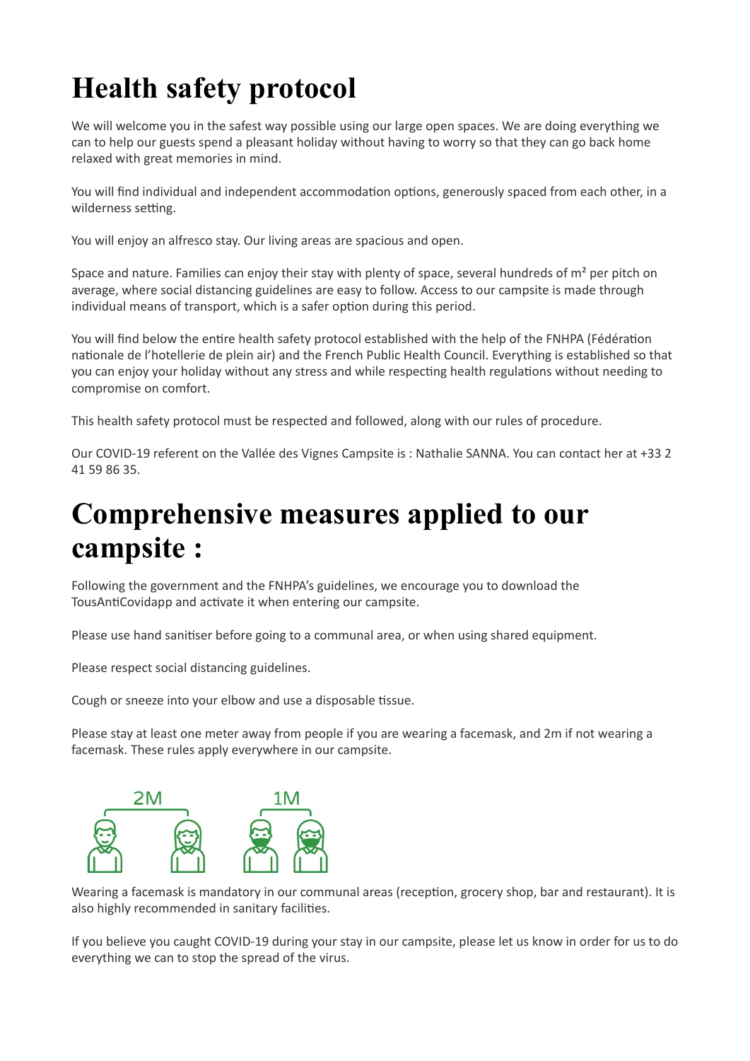# Health safety protocol

We will welcome you in the safest way possible using our large open spaces. We are doing everything we can to help our guests spend a pleasant holiday without having to worry so that they can go back home relaxed with great memories in mind.

You will find individual and independent accommodation options, generously spaced from each other, in a wilderness setting.

You will enjoy an alfresco stay. Our living areas are spacious and open.

Space and nature. Families can enjoy their stay with plenty of space, several hundreds of m² per pitch on average, where social distancing guidelines are easy to follow. Access to our campsite is made through individual means of transport, which is a safer option during this period.

You will find below the entire health safety protocol established with the help of the FNHPA (Fédération nationale de l'hotellerie de plein air) and the French Public Health Council. Everything is established so that you can enjoy your holiday without any stress and while respecting health regulations without needing to compromise on comfort.

This health safety protocol must be respected and followed, along with our rules of procedure.

Our COVID-19 referent on the Vallée des Vignes Campsite is : Nathalie SANNA. You can contact her at +33 2 41 59 86 35.

# Comprehensive measures applied to our campsite :

Following the government and the FNHPA's guidelines, we encourage you to download the TousAntiCovidapp and activate it when entering our campsite.

Please use hand sanitiser before going to a communal area, or when using shared equipment.

Please respect social distancing guidelines.

Cough or sneeze into your elbow and use a disposable tissue.

Please stay at least one meter away from people if you are wearing a facemask, and 2m if not wearing a facemask. These rules apply everywhere in our campsite.

2M 1M

Wearing a facemask is mandatory in our communal areas (reception, grocery shop, bar and restaurant). It is also highly recommended in sanitary facilities.

If you believe you caught COVID-19 during your stay in our campsite, please let us know in order for us to do everything we can to stop the spread of the virus.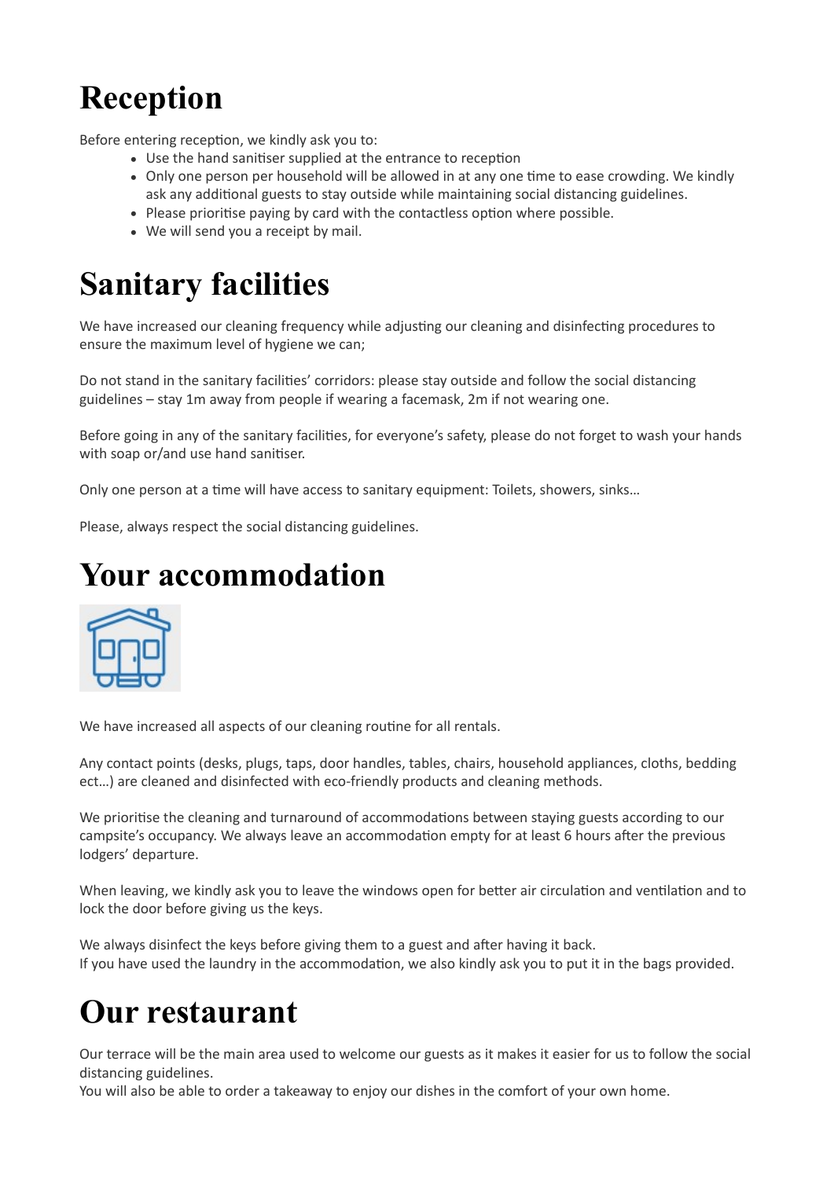# Reception

Before entering reception, we kindly ask you to:

- Use the hand sanitiser supplied at the entrance to reception
- Only one person per household will be allowed in at any one time to ease crowding. We kindly ask any additional guests to stay outside while maintaining social distancing guidelines.
- Please prioritise paying by card with the contactless option where possible.
- We will send you a receipt by mail.

# Sanitary facilities

We have increased our cleaning frequency while adjusting our cleaning and disinfecting procedures to ensure the maximum level of hygiene we can;

Do not stand in the sanitary facilities' corridors: please stay outside and follow the social distancing guidelines – stay 1m away from people if wearing a facemask, 2m if not wearing one.

Before going in any of the sanitary facilities, for everyone's safety, please do not forget to wash your hands with soap or/and use hand sanitiser.

Only one person at a time will have access to sanitary equipment: Toilets, showers, sinks…

Please, always respect the social distancing guidelines.

# Your accommodation

We have increased all aspects of our cleaning routine for all rentals.

Any contact points (desks, plugs, taps, door handles, tables, chairs, household appliances, cloths, bedding ect…) are cleaned and disinfected with eco-friendly products and cleaning methods.

We prioritise the cleaning and turnaround of accommodations between staying guests according to our campsite's occupancy. We always leave an accommodation empty for at least 6 hours after the previous lodgers' departure.

When leaving, we kindly ask you to leave the windows open for better air circulation and ventilation and to lock the door before giving us the keys.

We always disinfect the keys before giving them to a guest and after having it back.
If you have used the laundry in the accommodation, we also kindly ask you to put it in the bags provided.

# Our restaurant

Our terrace will be the main area used to welcome our guests as it makes it easier for us to follow the social distancing guidelines.
You will also be able to order a takeaway to enjoy our dishes in the comfort of your own home.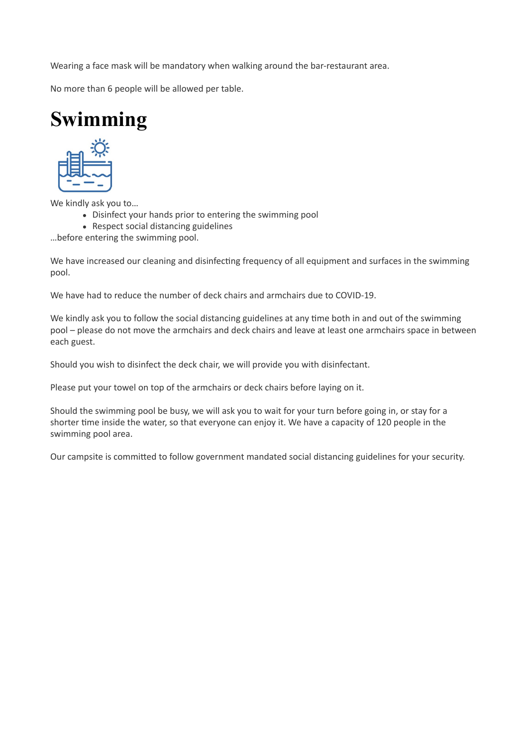Wearing a face mask will be mandatory when walking around the bar-restaurant area.

No more than 6 people will be allowed per table.

# Swimming

We kindly ask you to…

- Disinfect your hands prior to entering the swimming pool
- Respect social distancing guidelines

…before entering the swimming pool.

We have increased our cleaning and disinfecting frequency of all equipment and surfaces in the swimming pool.

We have had to reduce the number of deck chairs and armchairs due to COVID-19.

We kindly ask you to follow the social distancing guidelines at any time both in and out of the swimming pool – please do not move the armchairs and deck chairs and leave at least one armchairs space in between each guest.

Should you wish to disinfect the deck chair, we will provide you with disinfectant.

Please put your towel on top of the armchairs or deck chairs before laying on it.

Should the swimming pool be busy, we will ask you to wait for your turn before going in, or stay for a shorter time inside the water, so that everyone can enjoy it. We have a capacity of 120 people in the swimming pool area.

Our campsite is committed to follow government mandated social distancing guidelines for your security.